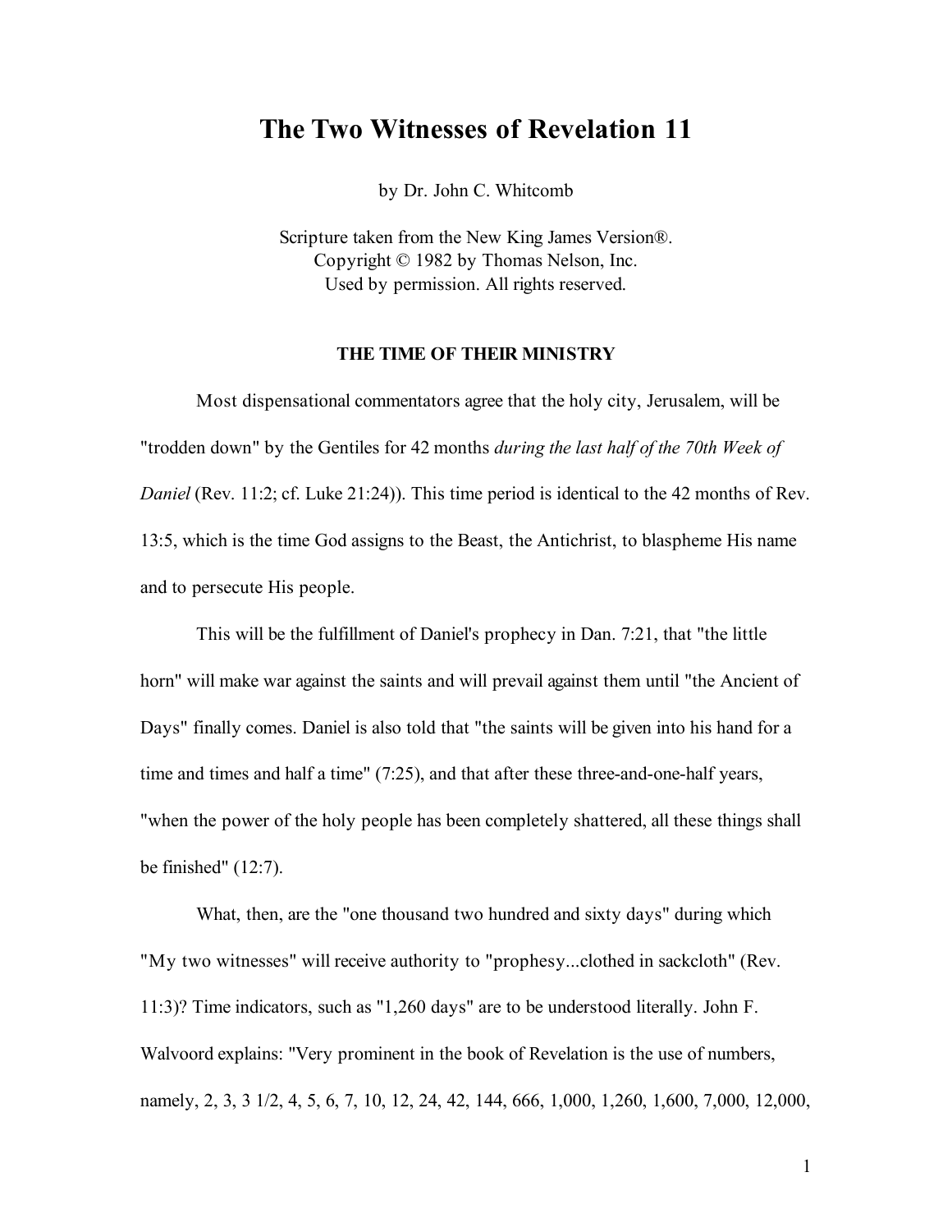# The Two Witnesses of Revelation 11

by Dr. John C. Whitcomb

Scripture taken from the New King James Version®.
Copyright © 1982 by Thomas Nelson, Inc.
Used by permission. All rights reserved.

### THE TIME OF THEIR MINISTRY

Most dispensational commentators agree that the holy city, Jerusalem, will be "trodden down" by the Gentiles for 42 months *during the last half of the 70th Week of Daniel* (Rev. 11:2; cf. Luke 21:24)). This time period is identical to the 42 months of Rev. 13:5, which is the time God assigns to the Beast, the Antichrist, to blaspheme His name and to persecute His people.

This will be the fulfillment of Daniel's prophecy in Dan. 7:21, that "the little horn" will make war against the saints and will prevail against them until "the Ancient of Days" finally comes. Daniel is also told that "the saints will be given into his hand for a time and times and half a time" (7:25), and that after these three-and-one-half years, "when the power of the holy people has been completely shattered, all these things shall be finished" (12:7).

What, then, are the "one thousand two hundred and sixty days" during which "My two witnesses" will receive authority to "prophesy...clothed in sackcloth" (Rev. 11:3)? Time indicators, such as "1,260 days" are to be understood literally. John F. Walvoord explains: "Very prominent in the book of Revelation is the use of numbers, namely, 2, 3, 3 1/2, 4, 5, 6, 7, 10, 12, 24, 42, 144, 666, 1,000, 1,260, 1,600, 7,000, 12,000,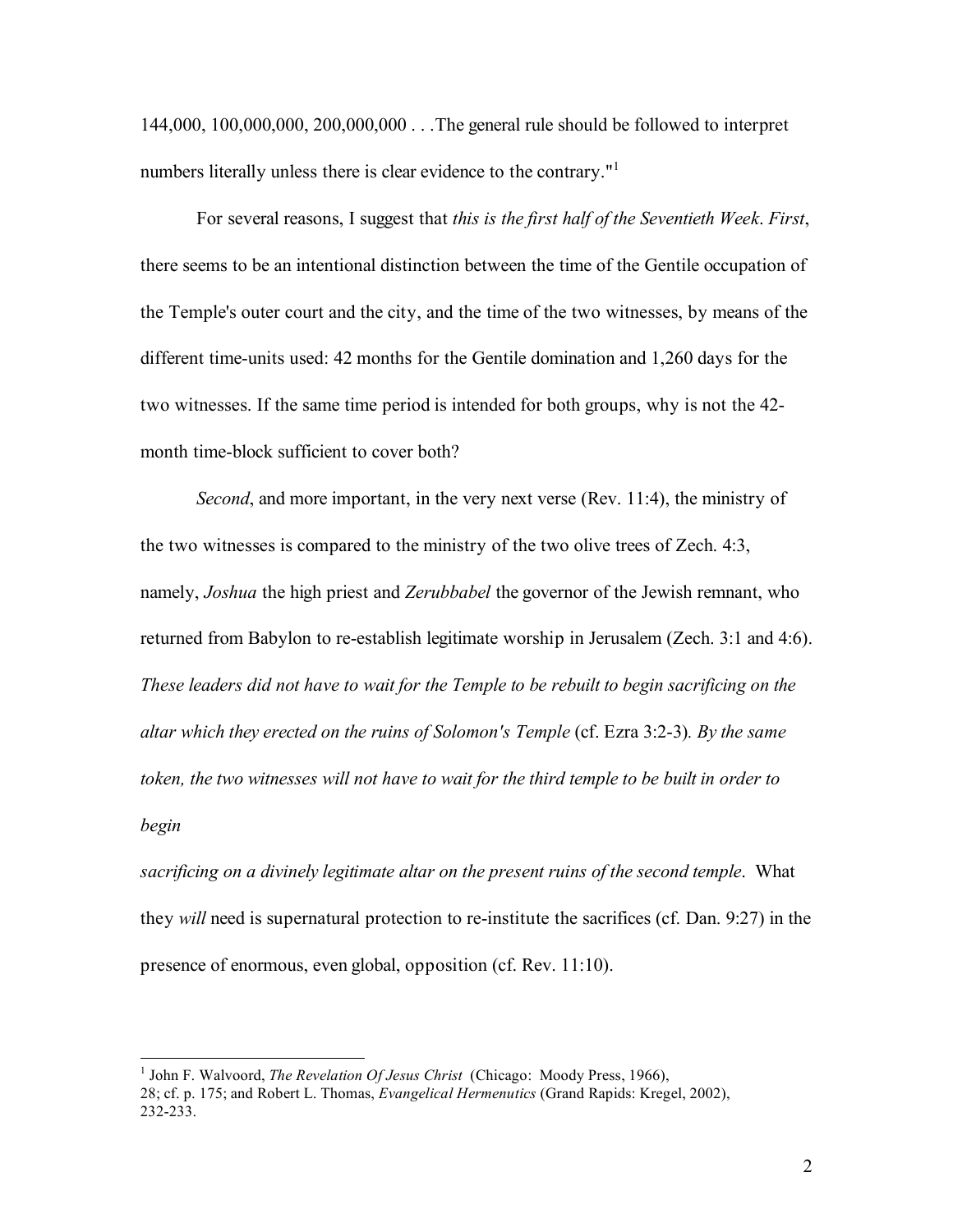144,000, 100,000,000, 200,000,000 . . .The general rule should be followed to interpret numbers literally unless there is clear evidence to the contrary."[1]

For several reasons, I suggest that *this is the first half of the Seventieth Week*. *First*, there seems to be an intentional distinction between the time of the Gentile occupation of the Temple's outer court and the city, and the time of the two witnesses, by means of the different time-units used: 42 months for the Gentile domination and 1,260 days for the two witnesses. If the same time period is intended for both groups, why is not the 42-month time-block sufficient to cover both?

*Second*, and more important, in the very next verse (Rev. 11:4), the ministry of the two witnesses is compared to the ministry of the two olive trees of Zech. 4:3, namely, *Joshua* the high priest and *Zerubbabel* the governor of the Jewish remnant, who returned from Babylon to re-establish legitimate worship in Jerusalem (Zech. 3:1 and 4:6). *These leaders did not have to wait for the Temple to be rebuilt to begin sacrificing on the altar which they erected on the ruins of Solomon's Temple* (cf. Ezra 3:2-3). *By the same token, the two witnesses will not have to wait for the third temple to be built in order to begin sacrificing on a divinely legitimate altar on the present ruins of the second temple*. What they *will* need is supernatural protection to re-institute the sacrifices (cf. Dan. 9:27) in the presence of enormous, even global, opposition (cf. Rev. 11:10).

---

[1] John F. Walvoord, *The Revelation Of Jesus Christ* (Chicago: Moody Press, 1966), 28; cf. p. 175; and Robert L. Thomas, *Evangelical Hermenutics* (Grand Rapids: Kregel, 2002), 232-233.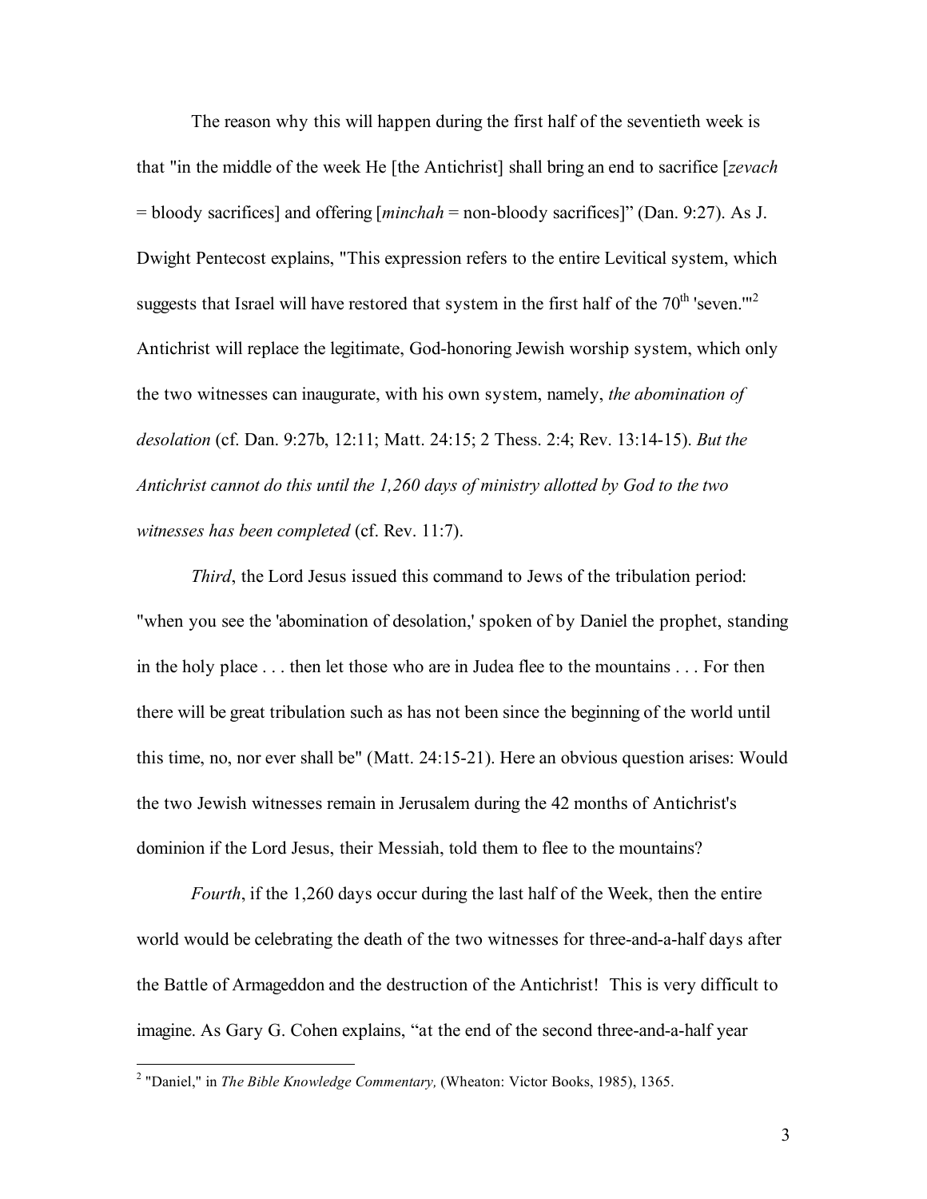The reason why this will happen during the first half of the seventieth week is that "in the middle of the week He [the Antichrist] shall bring an end to sacrifice [*zevach* = bloody sacrifices] and offering [*minchah* = non-bloody sacrifices]" (Dan. 9:27). As J. Dwight Pentecost explains, "This expression refers to the entire Levitical system, which suggests that Israel will have restored that system in the first half of the 70th 'seven.'"[2] Antichrist will replace the legitimate, God-honoring Jewish worship system, which only the two witnesses can inaugurate, with his own system, namely, *the abomination of desolation* (cf. Dan. 9:27b, 12:11; Matt. 24:15; 2 Thess. 2:4; Rev. 13:14-15). *But the Antichrist cannot do this until the 1,260 days of ministry allotted by God to the two witnesses has been completed* (cf. Rev. 11:7).

*Third*, the Lord Jesus issued this command to Jews of the tribulation period: "when you see the 'abomination of desolation,' spoken of by Daniel the prophet, standing in the holy place . . . then let those who are in Judea flee to the mountains . . . For then there will be great tribulation such as has not been since the beginning of the world until this time, no, nor ever shall be" (Matt. 24:15-21). Here an obvious question arises: Would the two Jewish witnesses remain in Jerusalem during the 42 months of Antichrist's dominion if the Lord Jesus, their Messiah, told them to flee to the mountains?

*Fourth*, if the 1,260 days occur during the last half of the Week, then the entire world would be celebrating the death of the two witnesses for three-and-a-half days after the Battle of Armageddon and the destruction of the Antichrist! This is very difficult to imagine. As Gary G. Cohen explains, "at the end of the second three-and-a-half year

---

[2] "Daniel," in *The Bible Knowledge Commentary,* (Wheaton: Victor Books, 1985), 1365.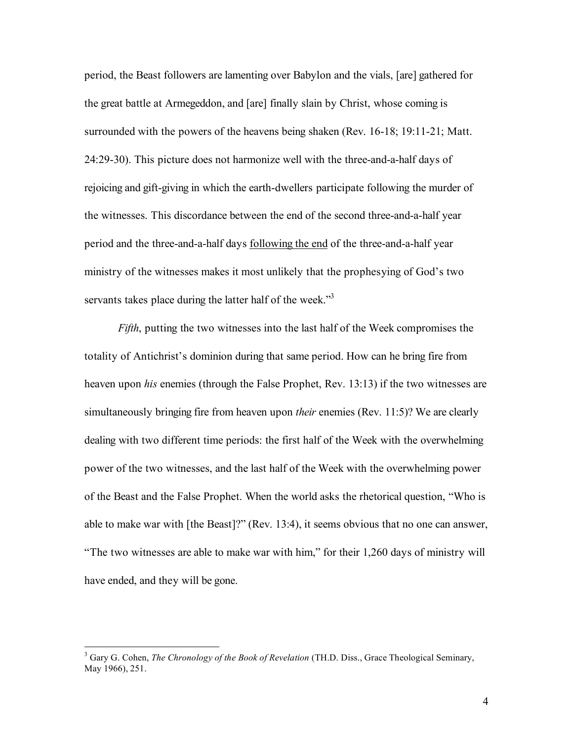period, the Beast followers are lamenting over Babylon and the vials, [are] gathered for the great battle at Armegeddon, and [are] finally slain by Christ, whose coming is surrounded with the powers of the heavens being shaken (Rev. 16-18; 19:11-21; Matt. 24:29-30). This picture does not harmonize well with the three-and-a-half days of rejoicing and gift-giving in which the earth-dwellers participate following the murder of the witnesses. This discordance between the end of the second three-and-a-half year period and the three-and-a-half days <u>following the end</u> of the three-and-a-half year ministry of the witnesses makes it most unlikely that the prophesying of God's two servants takes place during the latter half of the week."[3]

*Fifth*, putting the two witnesses into the last half of the Week compromises the totality of Antichrist's dominion during that same period. How can he bring fire from heaven upon *his* enemies (through the False Prophet, Rev. 13:13) if the two witnesses are simultaneously bringing fire from heaven upon *their* enemies (Rev. 11:5)? We are clearly dealing with two different time periods: the first half of the Week with the overwhelming power of the two witnesses, and the last half of the Week with the overwhelming power of the Beast and the False Prophet. When the world asks the rhetorical question, "Who is able to make war with [the Beast]?" (Rev. 13:4), it seems obvious that no one can answer, "The two witnesses are able to make war with him," for their 1,260 days of ministry will have ended, and they will be gone.

---

[3] Gary G. Cohen, *The Chronology of the Book of Revelation* (TH.D. Diss., Grace Theological Seminary, May 1966), 251.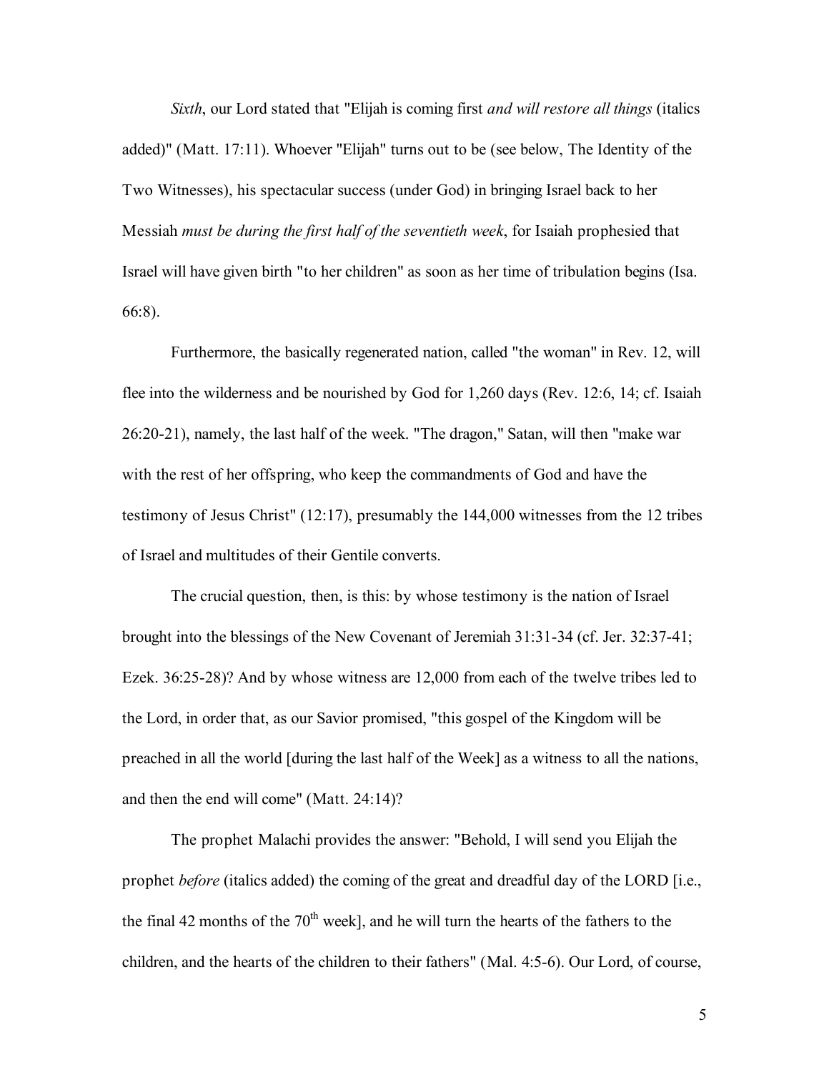*Sixth*, our Lord stated that "Elijah is coming first *and will restore all things* (italics added)" (Matt. 17:11). Whoever "Elijah" turns out to be (see below, The Identity of the Two Witnesses), his spectacular success (under God) in bringing Israel back to her Messiah *must be during the first half of the seventieth week*, for Isaiah prophesied that Israel will have given birth "to her children" as soon as her time of tribulation begins (Isa. 66:8).

Furthermore, the basically regenerated nation, called "the woman" in Rev. 12, will flee into the wilderness and be nourished by God for 1,260 days (Rev. 12:6, 14; cf. Isaiah 26:20-21), namely, the last half of the week. "The dragon," Satan, will then "make war with the rest of her offspring, who keep the commandments of God and have the testimony of Jesus Christ" (12:17), presumably the 144,000 witnesses from the 12 tribes of Israel and multitudes of their Gentile converts.

The crucial question, then, is this: by whose testimony is the nation of Israel brought into the blessings of the New Covenant of Jeremiah 31:31-34 (cf. Jer. 32:37-41; Ezek. 36:25-28)? And by whose witness are 12,000 from each of the twelve tribes led to the Lord, in order that, as our Savior promised, "this gospel of the Kingdom will be preached in all the world [during the last half of the Week] as a witness to all the nations, and then the end will come" (Matt. 24:14)?

The prophet Malachi provides the answer: "Behold, I will send you Elijah the prophet *before* (italics added) the coming of the great and dreadful day of the LORD [i.e., the final 42 months of the 70th week], and he will turn the hearts of the fathers to the children, and the hearts of the children to their fathers" (Mal. 4:5-6). Our Lord, of course,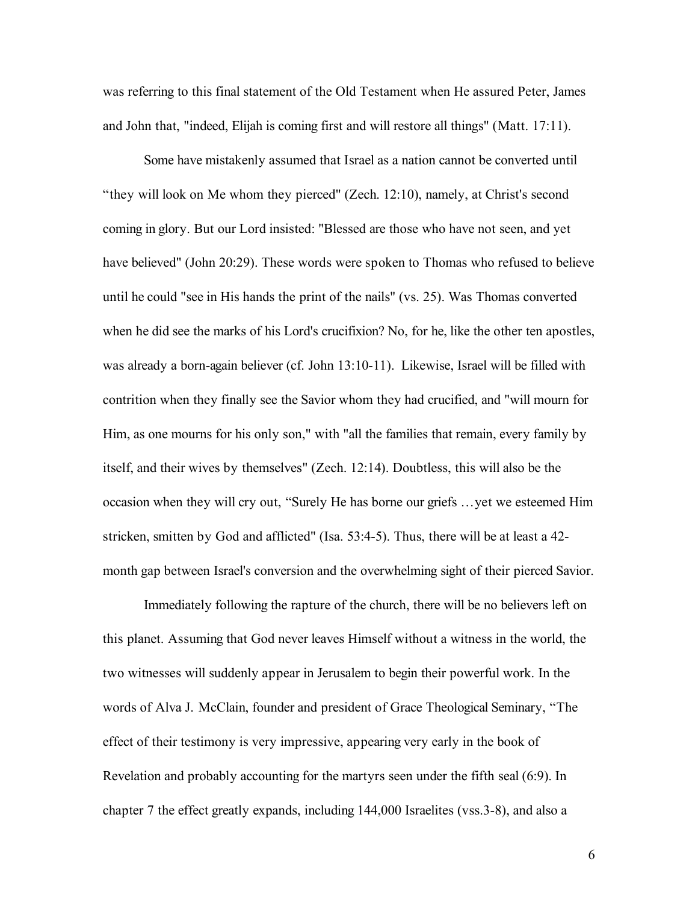was referring to this final statement of the Old Testament when He assured Peter, James and John that, "indeed, Elijah is coming first and will restore all things" (Matt. 17:11).

Some have mistakenly assumed that Israel as a nation cannot be converted until “they will look on Me whom they pierced" (Zech. 12:10), namely, at Christ's second coming in glory. But our Lord insisted: "Blessed are those who have not seen, and yet have believed" (John 20:29). These words were spoken to Thomas who refused to believe until he could "see in His hands the print of the nails" (vs. 25). Was Thomas converted when he did see the marks of his Lord's crucifixion? No, for he, like the other ten apostles, was already a born-again believer (cf. John 13:10-11). Likewise, Israel will be filled with contrition when they finally see the Savior whom they had crucified, and "will mourn for Him, as one mourns for his only son," with "all the families that remain, every family by itself, and their wives by themselves" (Zech. 12:14). Doubtless, this will also be the occasion when they will cry out, “Surely He has borne our griefs …yet we esteemed Him stricken, smitten by God and afflicted" (Isa. 53:4-5). Thus, there will be at least a 42-month gap between Israel's conversion and the overwhelming sight of their pierced Savior.

Immediately following the rapture of the church, there will be no believers left on this planet. Assuming that God never leaves Himself without a witness in the world, the two witnesses will suddenly appear in Jerusalem to begin their powerful work. In the words of Alva J. McClain, founder and president of Grace Theological Seminary, “The effect of their testimony is very impressive, appearing very early in the book of Revelation and probably accounting for the martyrs seen under the fifth seal (6:9). In chapter 7 the effect greatly expands, including 144,000 Israelites (vss.3-8), and also a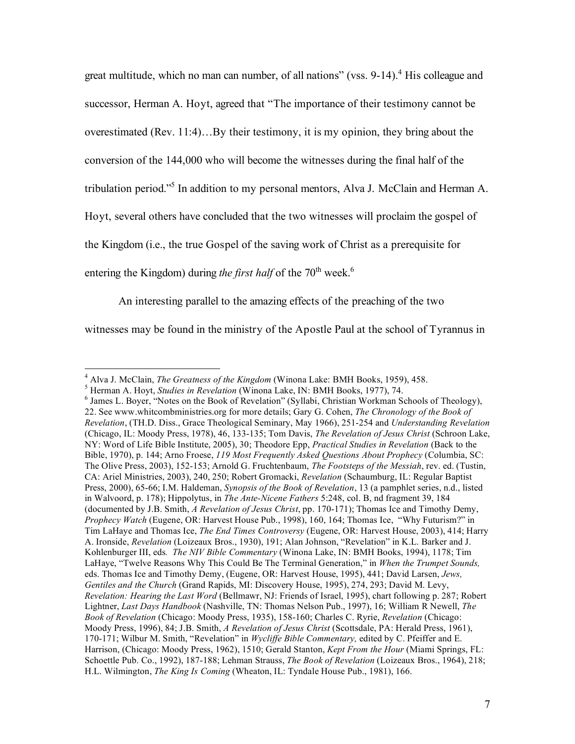great multitude, which no man can number, of all nations" (vss. 9-14).[4] His colleague and successor, Herman A. Hoyt, agreed that "The importance of their testimony cannot be overestimated (Rev. 11:4)…By their testimony, it is my opinion, they bring about the conversion of the 144,000 who will become the witnesses during the final half of the tribulation period."[5] In addition to my personal mentors, Alva J. McClain and Herman A. Hoyt, several others have concluded that the two witnesses will proclaim the gospel of the Kingdom (i.e., the true Gospel of the saving work of Christ as a prerequisite for entering the Kingdom) during *the first half* of the 70th week.[6]

An interesting parallel to the amazing effects of the preaching of the two witnesses may be found in the ministry of the Apostle Paul at the school of Tyrannus in

---

[4] Alva J. McClain, *The Greatness of the Kingdom* (Winona Lake: BMH Books, 1959), 458.

[5] Herman A. Hoyt, *Studies in Revelation* (Winona Lake, IN: BMH Books, 1977), 74.

[6] James L. Boyer, "Notes on the Book of Revelation" (Syllabi, Christian Workman Schools of Theology), 22. See www.whitcombministries.org for more details; Gary G. Cohen, *The Chronology of the Book of Revelation*, (TH.D. Diss., Grace Theological Seminary, May 1966), 251-254 and *Understanding Revelation* (Chicago, IL: Moody Press, 1978), 46, 133-135; Tom Davis, *The Revelation of Jesus Christ* (Schroon Lake, NY: Word of Life Bible Institute, 2005), 30; Theodore Epp, *Practical Studies in Revelation* (Back to the Bible, 1970), p. 144; Arno Froese, *119 Most Frequently Asked Questions About Prophecy* (Columbia, SC: The Olive Press, 2003), 152-153; Arnold G. Fruchtenbaum, *The Footsteps of the Messiah*, rev. ed. (Tustin, CA: Ariel Ministries, 2003), 240, 250; Robert Gromacki, *Revelation* (Schaumburg, IL: Regular Baptist Press, 2000), 65-66; I.M. Haldeman, *Synopsis of the Book of Revelation*, 13 (a pamphlet series, n.d., listed in Walvoord, p. 178); Hippolytus, in *The Ante-Nicene Fathers* 5:248, col. B, nd fragment 39, 184 (documented by J.B. Smith, *A Revelation of Jesus Christ*, pp. 170-171); Thomas Ice and Timothy Demy, *Prophecy Watch* (Eugene, OR: Harvest House Pub., 1998), 160, 164; Thomas Ice, "Why Futurism?" in Tim LaHaye and Thomas Ice, *The End Times Controversy* (Eugene, OR: Harvest House, 2003), 414; Harry A. Ironside, *Revelation* (Loizeaux Bros., 1930), 191; Alan Johnson, "Revelation" in K.L. Barker and J. Kohlenburger III, eds*. The NIV Bible Commentary* (Winona Lake, IN: BMH Books, 1994), 1178; Tim LaHaye, "Twelve Reasons Why This Could Be The Terminal Generation," in *When the Trumpet Sounds,* eds. Thomas Ice and Timothy Demy, (Eugene, OR: Harvest House, 1995), 441; David Larsen, *Jews, Gentiles and the Church* (Grand Rapids, MI: Discovery House, 1995), 274, 293; David M. Levy, *Revelation: Hearing the Last Word* (Bellmawr, NJ: Friends of Israel, 1995), chart following p. 287; Robert Lightner, *Last Days Handbook* (Nashville, TN: Thomas Nelson Pub., 1997), 16; William R Newell, *The Book of Revelation* (Chicago: Moody Press, 1935), 158-160; Charles C. Ryrie, *Revelation* (Chicago: Moody Press, 1996), 84; J.B. Smith, *A Revelation of Jesus Christ* (Scottsdale, PA: Herald Press, 1961), 170-171; Wilbur M. Smith, "Revelation" in *Wycliffe Bible Commentary,* edited by C. Pfeiffer and E. Harrison, (Chicago: Moody Press, 1962), 1510; Gerald Stanton, *Kept From the Hour* (Miami Springs, FL: Schoettle Pub. Co., 1992), 187-188; Lehman Strauss, *The Book of Revelation* (Loizeaux Bros., 1964), 218; H.L. Wilmington, *The King Is Coming* (Wheaton, IL: Tyndale House Pub., 1981), 166.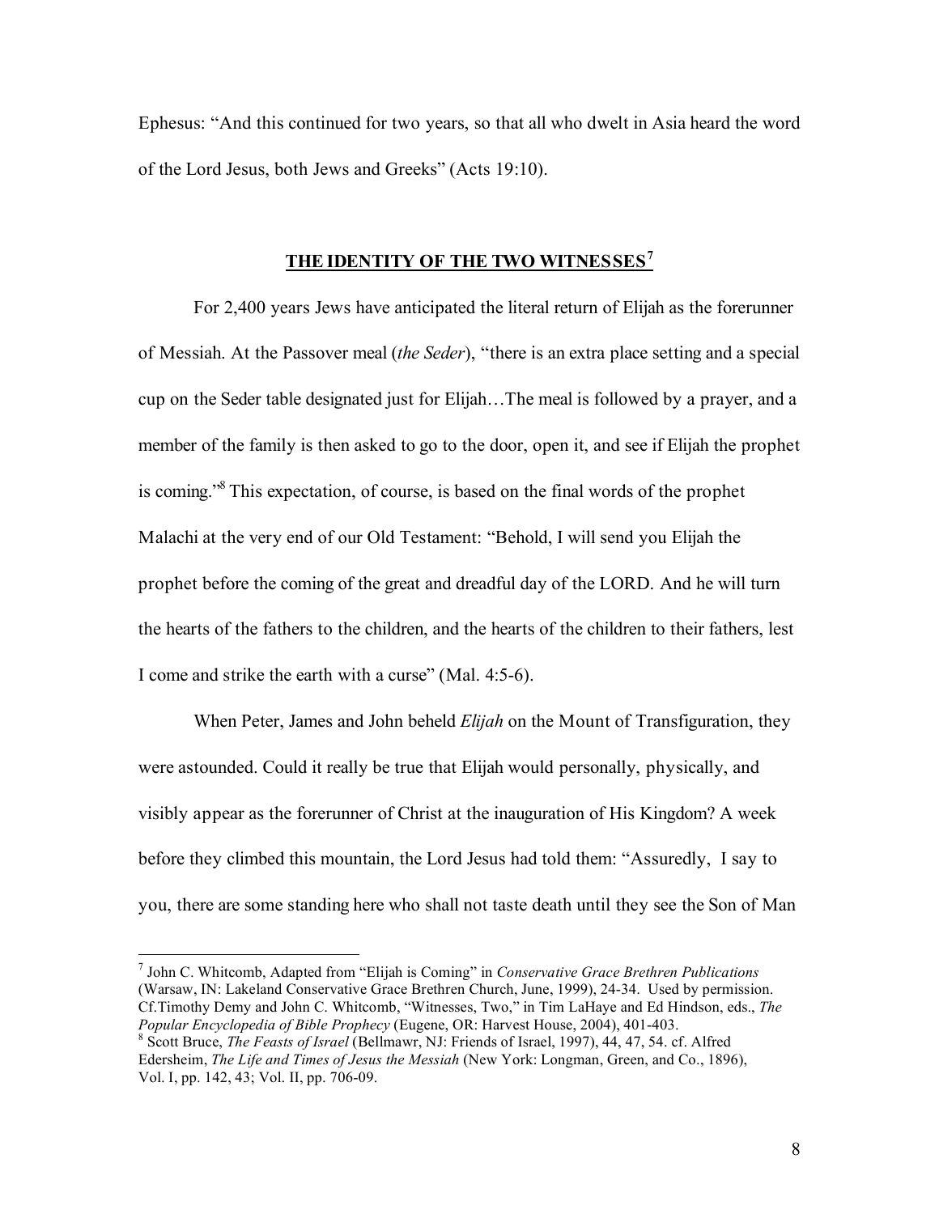Ephesus: "And this continued for two years, so that all who dwelt in Asia heard the word of the Lord Jesus, both Jews and Greeks" (Acts 19:10).

## **THE IDENTITY OF THE TWO WITNESSES**[7]

For 2,400 years Jews have anticipated the literal return of Elijah as the forerunner of Messiah. At the Passover meal (*the Seder*), "there is an extra place setting and a special cup on the Seder table designated just for Elijah…The meal is followed by a prayer, and a member of the family is then asked to go to the door, open it, and see if Elijah the prophet is coming."[8] This expectation, of course, is based on the final words of the prophet Malachi at the very end of our Old Testament: "Behold, I will send you Elijah the prophet before the coming of the great and dreadful day of the LORD. And he will turn the hearts of the fathers to the children, and the hearts of the children to their fathers, lest I come and strike the earth with a curse" (Mal. 4:5-6).

When Peter, James and John beheld *Elijah* on the Mount of Transfiguration, they were astounded. Could it really be true that Elijah would personally, physically, and visibly appear as the forerunner of Christ at the inauguration of His Kingdom? A week before they climbed this mountain, the Lord Jesus had told them: "Assuredly, I say to you, there are some standing here who shall not taste death until they see the Son of Man

---

[7] John C. Whitcomb, Adapted from "Elijah is Coming" in *Conservative Grace Brethren Publications* (Warsaw, IN: Lakeland Conservative Grace Brethren Church, June, 1999), 24-34. Used by permission. Cf.Timothy Demy and John C. Whitcomb, "Witnesses, Two," in Tim LaHaye and Ed Hindson, eds., *The Popular Encyclopedia of Bible Prophecy* (Eugene, OR: Harvest House, 2004), 401-403.

[8] Scott Bruce, *The Feasts of Israel* (Bellmawr, NJ: Friends of Israel, 1997), 44, 47, 54. cf. Alfred Edersheim, *The Life and Times of Jesus the Messiah* (New York: Longman, Green, and Co., 1896), Vol. I, pp. 142, 43; Vol. II, pp. 706-09.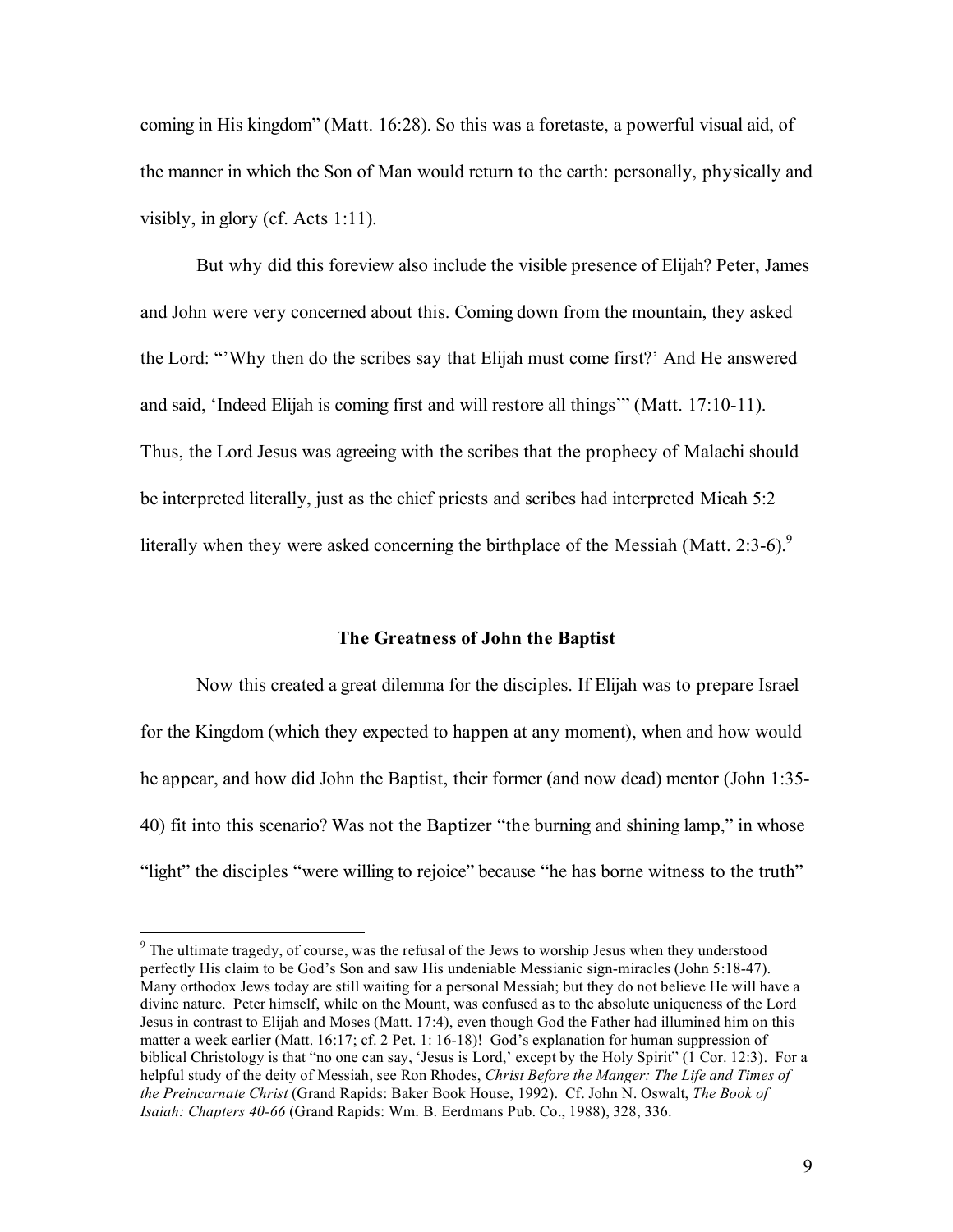coming in His kingdom" (Matt. 16:28). So this was a foretaste, a powerful visual aid, of the manner in which the Son of Man would return to the earth: personally, physically and visibly, in glory (cf. Acts 1:11).

But why did this foreview also include the visible presence of Elijah? Peter, James and John were very concerned about this. Coming down from the mountain, they asked the Lord: "'Why then do the scribes say that Elijah must come first?' And He answered and said, 'Indeed Elijah is coming first and will restore all things'" (Matt. 17:10-11). Thus, the Lord Jesus was agreeing with the scribes that the prophecy of Malachi should be interpreted literally, just as the chief priests and scribes had interpreted Micah 5:2 literally when they were asked concerning the birthplace of the Messiah (Matt. 2:3-6).[9]

## The Greatness of John the Baptist

Now this created a great dilemma for the disciples. If Elijah was to prepare Israel for the Kingdom (which they expected to happen at any moment), when and how would he appear, and how did John the Baptist, their former (and now dead) mentor (John 1:35-40) fit into this scenario? Was not the Baptizer "the burning and shining lamp," in whose "light" the disciples "were willing to rejoice" because "he has borne witness to the truth"

---

[9] The ultimate tragedy, of course, was the refusal of the Jews to worship Jesus when they understood perfectly His claim to be God's Son and saw His undeniable Messianic sign-miracles (John 5:18-47). Many orthodox Jews today are still waiting for a personal Messiah; but they do not believe He will have a divine nature. Peter himself, while on the Mount, was confused as to the absolute uniqueness of the Lord Jesus in contrast to Elijah and Moses (Matt. 17:4), even though God the Father had illumined him on this matter a week earlier (Matt. 16:17; cf. 2 Pet. 1: 16-18)! God's explanation for human suppression of biblical Christology is that "no one can say, 'Jesus is Lord,' except by the Holy Spirit" (1 Cor. 12:3). For a helpful study of the deity of Messiah, see Ron Rhodes, *Christ Before the Manger: The Life and Times of the Preincarnate Christ* (Grand Rapids: Baker Book House, 1992). Cf. John N. Oswalt, *The Book of Isaiah: Chapters 40-66* (Grand Rapids: Wm. B. Eerdmans Pub. Co., 1988), 328, 336.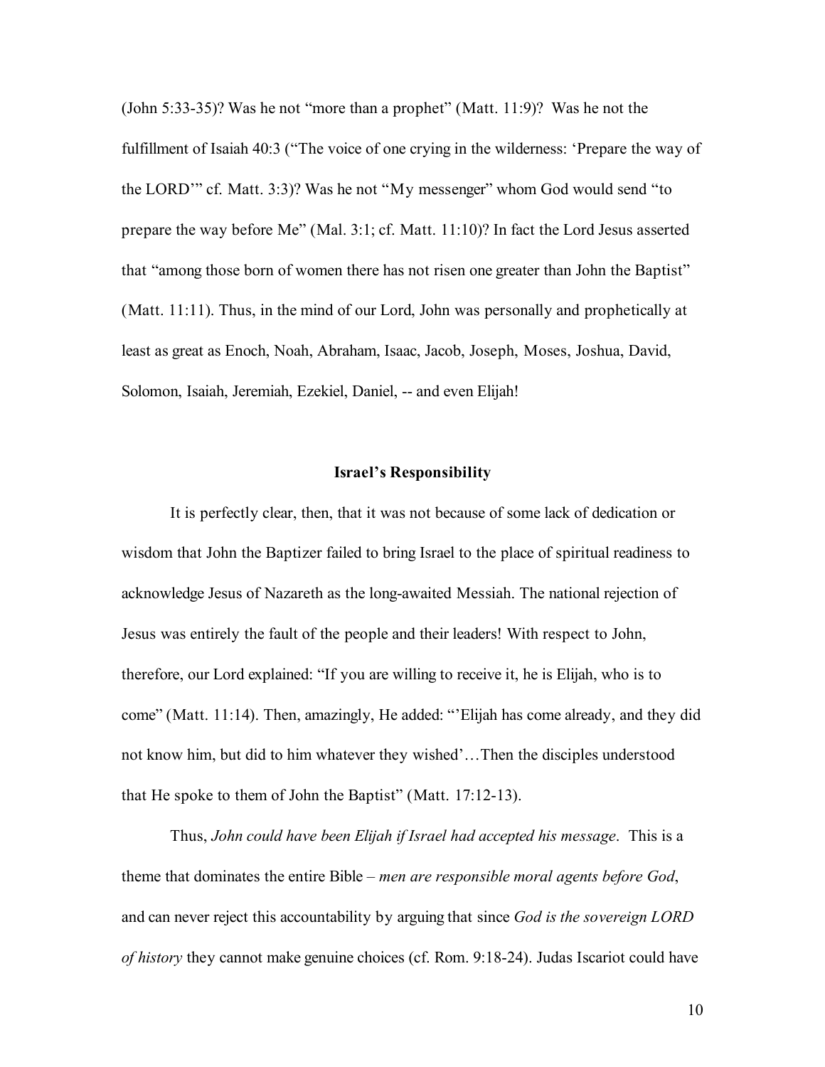(John 5:33-35)? Was he not "more than a prophet" (Matt. 11:9)? Was he not the fulfillment of Isaiah 40:3 ("The voice of one crying in the wilderness: 'Prepare the way of the LORD'" cf. Matt. 3:3)? Was he not "My messenger" whom God would send "to prepare the way before Me" (Mal. 3:1; cf. Matt. 11:10)? In fact the Lord Jesus asserted that "among those born of women there has not risen one greater than John the Baptist" (Matt. 11:11). Thus, in the mind of our Lord, John was personally and prophetically at least as great as Enoch, Noah, Abraham, Isaac, Jacob, Joseph, Moses, Joshua, David, Solomon, Isaiah, Jeremiah, Ezekiel, Daniel, -- and even Elijah!

## Israel's Responsibility

It is perfectly clear, then, that it was not because of some lack of dedication or wisdom that John the Baptizer failed to bring Israel to the place of spiritual readiness to acknowledge Jesus of Nazareth as the long-awaited Messiah. The national rejection of Jesus was entirely the fault of the people and their leaders! With respect to John, therefore, our Lord explained: "If you are willing to receive it, he is Elijah, who is to come" (Matt. 11:14). Then, amazingly, He added: "'Elijah has come already, and they did not know him, but did to him whatever they wished'…Then the disciples understood that He spoke to them of John the Baptist" (Matt. 17:12-13).

Thus, *John could have been Elijah if Israel had accepted his message*. This is a theme that dominates the entire Bible – *men are responsible moral agents before God*, and can never reject this accountability by arguing that since *God is the sovereign LORD of history* they cannot make genuine choices (cf. Rom. 9:18-24). Judas Iscariot could have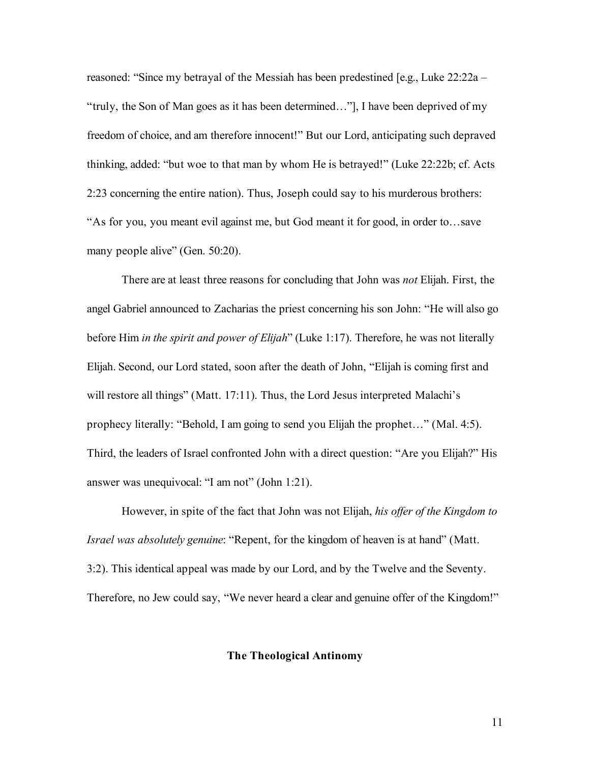reasoned: "Since my betrayal of the Messiah has been predestined [e.g., Luke 22:22a – "truly, the Son of Man goes as it has been determined…"], I have been deprived of my freedom of choice, and am therefore innocent!" But our Lord, anticipating such depraved thinking, added: "but woe to that man by whom He is betrayed!" (Luke 22:22b; cf. Acts 2:23 concerning the entire nation). Thus, Joseph could say to his murderous brothers: "As for you, you meant evil against me, but God meant it for good, in order to…save many people alive" (Gen. 50:20).

There are at least three reasons for concluding that John was *not* Elijah. First, the angel Gabriel announced to Zacharias the priest concerning his son John: "He will also go before Him *in the spirit and power of Elijah*" (Luke 1:17). Therefore, he was not literally Elijah. Second, our Lord stated, soon after the death of John, "Elijah is coming first and will restore all things" (Matt. 17:11). Thus, the Lord Jesus interpreted Malachi's prophecy literally: "Behold, I am going to send you Elijah the prophet…" (Mal. 4:5). Third, the leaders of Israel confronted John with a direct question: "Are you Elijah?" His answer was unequivocal: "I am not" (John 1:21).

However, in spite of the fact that John was not Elijah, *his offer of the Kingdom to Israel was absolutely genuine*: "Repent, for the kingdom of heaven is at hand" (Matt. 3:2). This identical appeal was made by our Lord, and by the Twelve and the Seventy. Therefore, no Jew could say, "We never heard a clear and genuine offer of the Kingdom!"

## The Theological Antinomy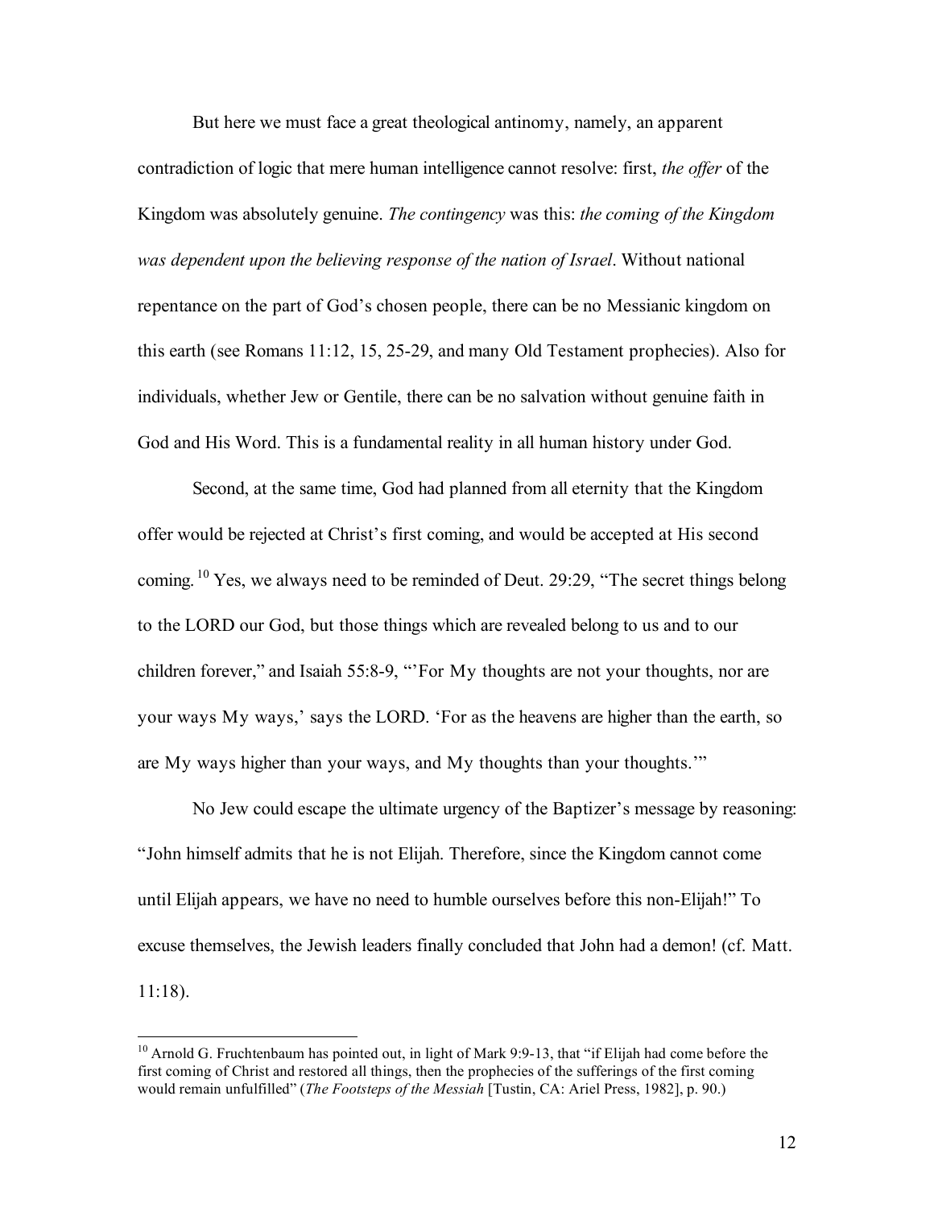But here we must face a great theological antinomy, namely, an apparent contradiction of logic that mere human intelligence cannot resolve: first, *the offer* of the Kingdom was absolutely genuine. *The contingency* was this: *the coming of the Kingdom was dependent upon the believing response of the nation of Israel*. Without national repentance on the part of God's chosen people, there can be no Messianic kingdom on this earth (see Romans 11:12, 15, 25-29, and many Old Testament prophecies). Also for individuals, whether Jew or Gentile, there can be no salvation without genuine faith in God and His Word. This is a fundamental reality in all human history under God.

Second, at the same time, God had planned from all eternity that the Kingdom offer would be rejected at Christ's first coming, and would be accepted at His second coming.[10] Yes, we always need to be reminded of Deut. 29:29, "The secret things belong to the LORD our God, but those things which are revealed belong to us and to our children forever," and Isaiah 55:8-9, "'For My thoughts are not your thoughts, nor are your ways My ways,' says the LORD. 'For as the heavens are higher than the earth, so are My ways higher than your ways, and My thoughts than your thoughts.'"

No Jew could escape the ultimate urgency of the Baptizer's message by reasoning: "John himself admits that he is not Elijah. Therefore, since the Kingdom cannot come until Elijah appears, we have no need to humble ourselves before this non-Elijah!" To excuse themselves, the Jewish leaders finally concluded that John had a demon! (cf. Matt. 11:18).

---

[10] Arnold G. Fruchtenbaum has pointed out, in light of Mark 9:9-13, that "if Elijah had come before the first coming of Christ and restored all things, then the prophecies of the sufferings of the first coming would remain unfulfilled" (*The Footsteps of the Messiah* [Tustin, CA: Ariel Press, 1982], p. 90.)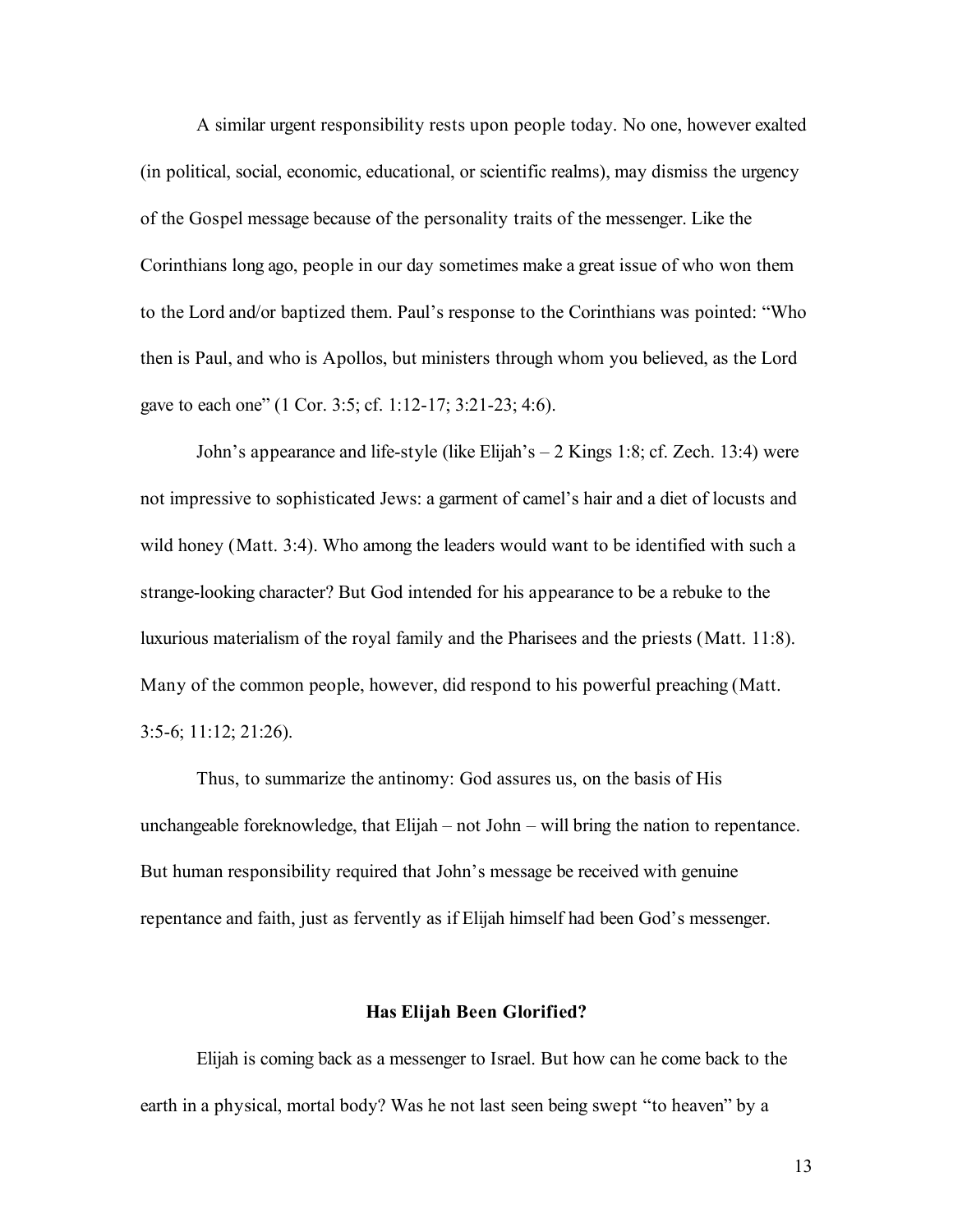A similar urgent responsibility rests upon people today. No one, however exalted (in political, social, economic, educational, or scientific realms), may dismiss the urgency of the Gospel message because of the personality traits of the messenger. Like the Corinthians long ago, people in our day sometimes make a great issue of who won them to the Lord and/or baptized them. Paul's response to the Corinthians was pointed: "Who then is Paul, and who is Apollos, but ministers through whom you believed, as the Lord gave to each one" (1 Cor. 3:5; cf. 1:12-17; 3:21-23; 4:6).

John's appearance and life-style (like Elijah's – 2 Kings 1:8; cf. Zech. 13:4) were not impressive to sophisticated Jews: a garment of camel's hair and a diet of locusts and wild honey (Matt. 3:4). Who among the leaders would want to be identified with such a strange-looking character? But God intended for his appearance to be a rebuke to the luxurious materialism of the royal family and the Pharisees and the priests (Matt. 11:8). Many of the common people, however, did respond to his powerful preaching (Matt. 3:5-6; 11:12; 21:26).

Thus, to summarize the antinomy: God assures us, on the basis of His unchangeable foreknowledge, that Elijah – not John – will bring the nation to repentance. But human responsibility required that John's message be received with genuine repentance and faith, just as fervently as if Elijah himself had been God's messenger.

### Has Elijah Been Glorified?

Elijah is coming back as a messenger to Israel. But how can he come back to the earth in a physical, mortal body? Was he not last seen being swept "to heaven" by a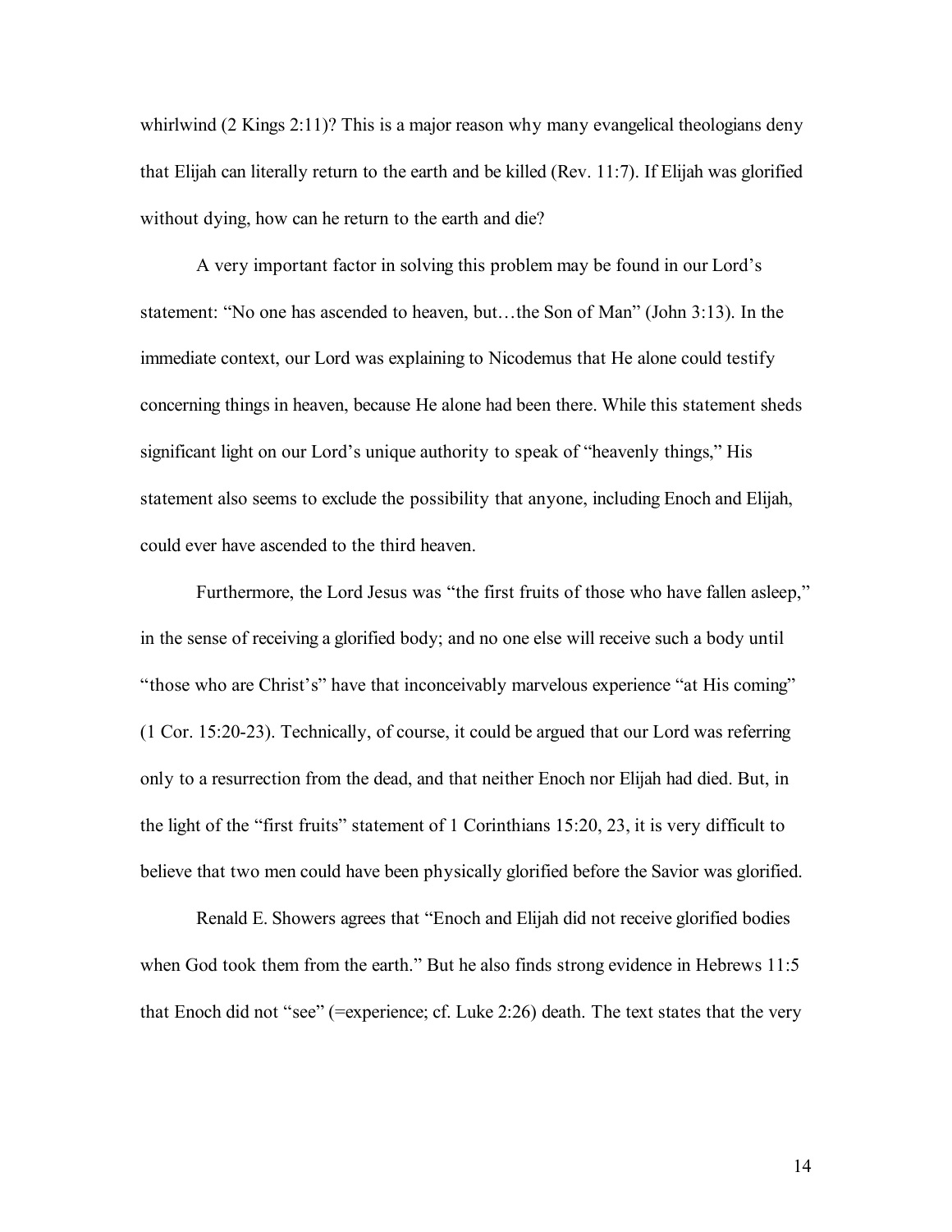whirlwind (2 Kings 2:11)? This is a major reason why many evangelical theologians deny that Elijah can literally return to the earth and be killed (Rev. 11:7). If Elijah was glorified without dying, how can he return to the earth and die?

A very important factor in solving this problem may be found in our Lord's statement: "No one has ascended to heaven, but…the Son of Man" (John 3:13). In the immediate context, our Lord was explaining to Nicodemus that He alone could testify concerning things in heaven, because He alone had been there. While this statement sheds significant light on our Lord's unique authority to speak of "heavenly things," His statement also seems to exclude the possibility that anyone, including Enoch and Elijah, could ever have ascended to the third heaven.

Furthermore, the Lord Jesus was "the first fruits of those who have fallen asleep," in the sense of receiving a glorified body; and no one else will receive such a body until "those who are Christ's" have that inconceivably marvelous experience "at His coming" (1 Cor. 15:20-23). Technically, of course, it could be argued that our Lord was referring only to a resurrection from the dead, and that neither Enoch nor Elijah had died. But, in the light of the "first fruits" statement of 1 Corinthians 15:20, 23, it is very difficult to believe that two men could have been physically glorified before the Savior was glorified.

Renald E. Showers agrees that "Enoch and Elijah did not receive glorified bodies when God took them from the earth." But he also finds strong evidence in Hebrews 11:5 that Enoch did not "see" (=experience; cf. Luke 2:26) death. The text states that the very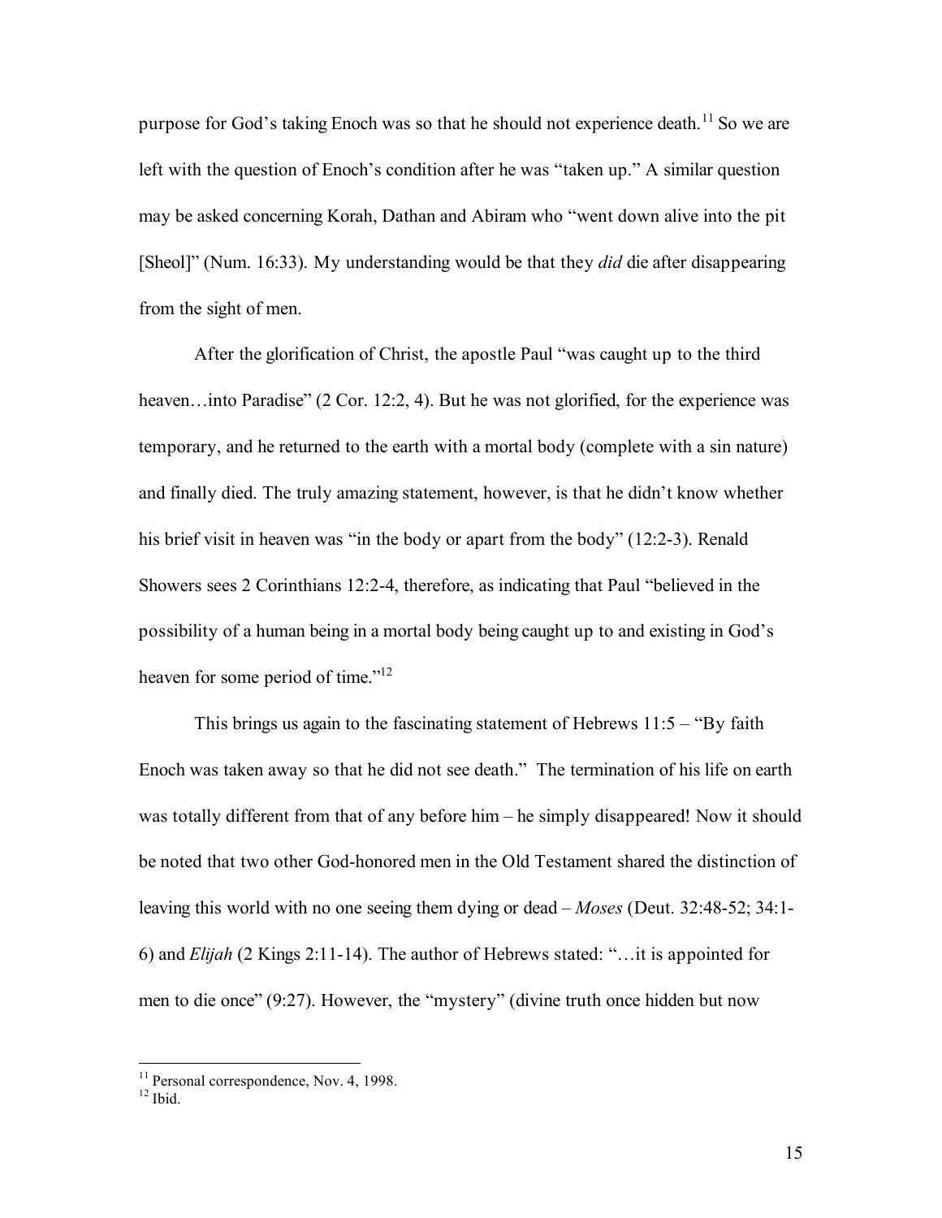purpose for God's taking Enoch was so that he should not experience death.[11] So we are left with the question of Enoch's condition after he was "taken up." A similar question may be asked concerning Korah, Dathan and Abiram who "went down alive into the pit [Sheol]" (Num. 16:33). My understanding would be that they *did* die after disappearing from the sight of men.

After the glorification of Christ, the apostle Paul "was caught up to the third heaven…into Paradise" (2 Cor. 12:2, 4). But he was not glorified, for the experience was temporary, and he returned to the earth with a mortal body (complete with a sin nature) and finally died. The truly amazing statement, however, is that he didn't know whether his brief visit in heaven was "in the body or apart from the body" (12:2-3). Renald Showers sees 2 Corinthians 12:2-4, therefore, as indicating that Paul "believed in the possibility of a human being in a mortal body being caught up to and existing in God's heaven for some period of time."[12]

This brings us again to the fascinating statement of Hebrews 11:5 – "By faith Enoch was taken away so that he did not see death." The termination of his life on earth was totally different from that of any before him – he simply disappeared! Now it should be noted that two other God-honored men in the Old Testament shared the distinction of leaving this world with no one seeing them dying or dead – *Moses* (Deut. 32:48-52; 34:1-6) and *Elijah* (2 Kings 2:11-14). The author of Hebrews stated: "…it is appointed for men to die once" (9:27). However, the "mystery" (divine truth once hidden but now

---

[11] Personal correspondence, Nov. 4, 1998.
[12] Ibid.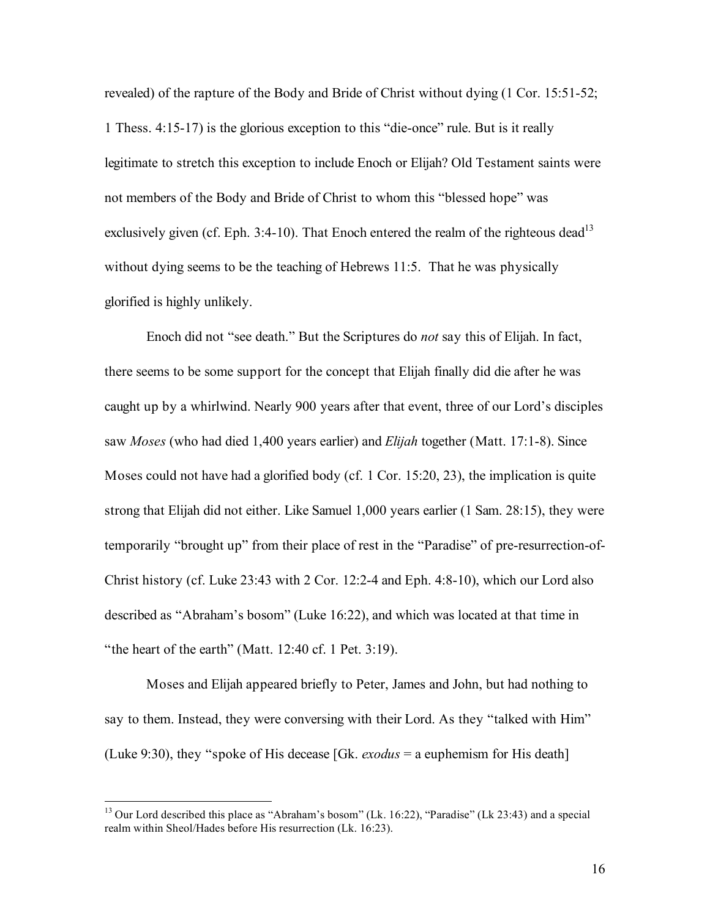revealed) of the rapture of the Body and Bride of Christ without dying (1 Cor. 15:51-52; 1 Thess. 4:15-17) is the glorious exception to this "die-once" rule. But is it really legitimate to stretch this exception to include Enoch or Elijah? Old Testament saints were not members of the Body and Bride of Christ to whom this "blessed hope" was exclusively given (cf. Eph. 3:4-10). That Enoch entered the realm of the righteous dead[13] without dying seems to be the teaching of Hebrews 11:5. That he was physically glorified is highly unlikely.

Enoch did not "see death." But the Scriptures do *not* say this of Elijah. In fact, there seems to be some support for the concept that Elijah finally did die after he was caught up by a whirlwind. Nearly 900 years after that event, three of our Lord's disciples saw *Moses* (who had died 1,400 years earlier) and *Elijah* together (Matt. 17:1-8). Since Moses could not have had a glorified body (cf. 1 Cor. 15:20, 23), the implication is quite strong that Elijah did not either. Like Samuel 1,000 years earlier (1 Sam. 28:15), they were temporarily "brought up" from their place of rest in the "Paradise" of pre-resurrection-of-Christ history (cf. Luke 23:43 with 2 Cor. 12:2-4 and Eph. 4:8-10), which our Lord also described as "Abraham's bosom" (Luke 16:22), and which was located at that time in "the heart of the earth" (Matt. 12:40 cf. 1 Pet. 3:19).

Moses and Elijah appeared briefly to Peter, James and John, but had nothing to say to them. Instead, they were conversing with their Lord. As they "talked with Him" (Luke 9:30), they "spoke of His decease [Gk. *exodus* = a euphemism for His death]

---

[13] Our Lord described this place as "Abraham's bosom" (Lk. 16:22), "Paradise" (Lk 23:43) and a special realm within Sheol/Hades before His resurrection (Lk. 16:23).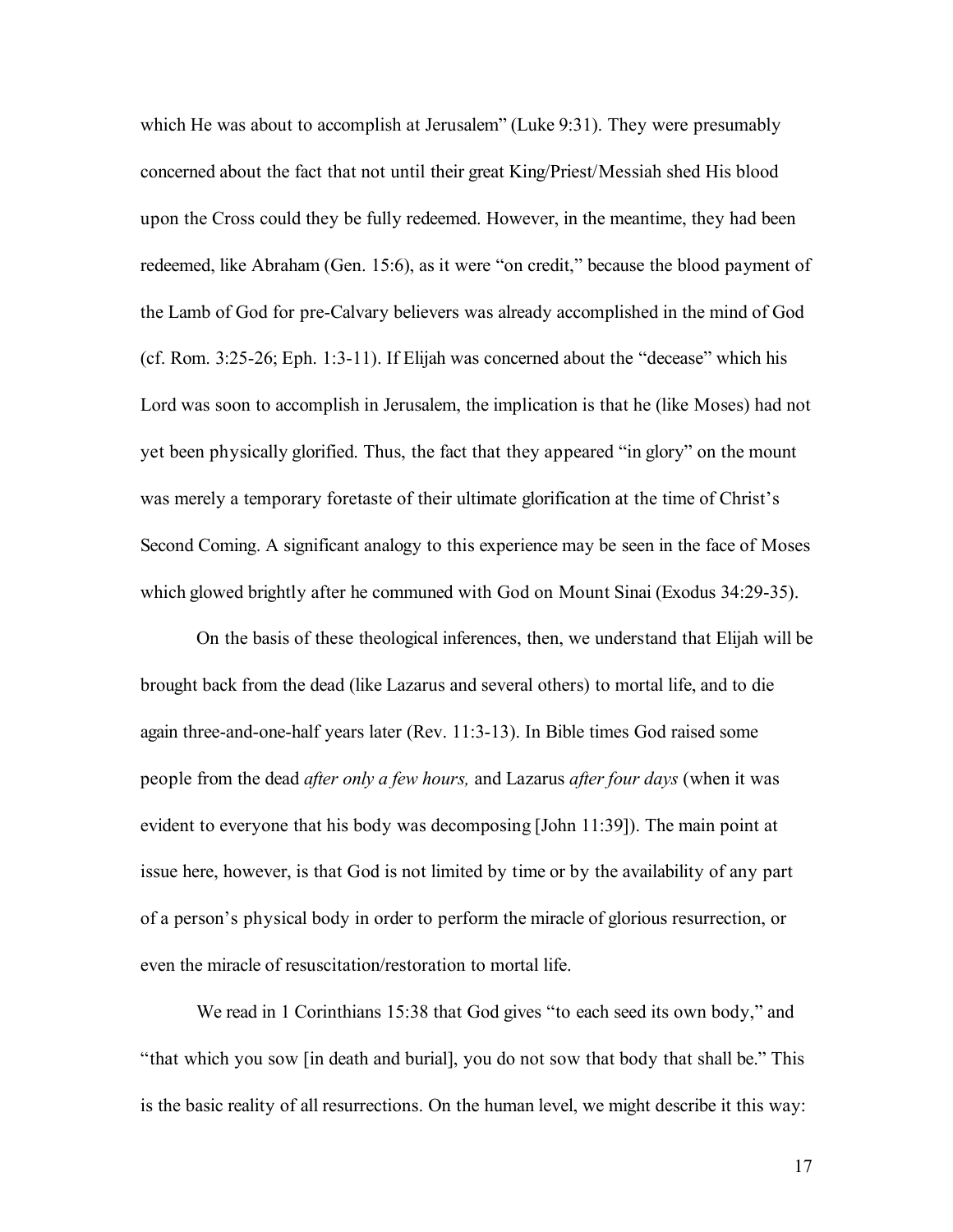which He was about to accomplish at Jerusalem" (Luke 9:31). They were presumably concerned about the fact that not until their great King/Priest/Messiah shed His blood upon the Cross could they be fully redeemed. However, in the meantime, they had been redeemed, like Abraham (Gen. 15:6), as it were "on credit," because the blood payment of the Lamb of God for pre-Calvary believers was already accomplished in the mind of God (cf. Rom. 3:25-26; Eph. 1:3-11). If Elijah was concerned about the "decease" which his Lord was soon to accomplish in Jerusalem, the implication is that he (like Moses) had not yet been physically glorified. Thus, the fact that they appeared "in glory" on the mount was merely a temporary foretaste of their ultimate glorification at the time of Christ's Second Coming. A significant analogy to this experience may be seen in the face of Moses which glowed brightly after he communed with God on Mount Sinai (Exodus 34:29-35).

On the basis of these theological inferences, then, we understand that Elijah will be brought back from the dead (like Lazarus and several others) to mortal life, and to die again three-and-one-half years later (Rev. 11:3-13). In Bible times God raised some people from the dead *after only a few hours,* and Lazarus *after four days* (when it was evident to everyone that his body was decomposing [John 11:39]). The main point at issue here, however, is that God is not limited by time or by the availability of any part of a person's physical body in order to perform the miracle of glorious resurrection, or even the miracle of resuscitation/restoration to mortal life.

We read in 1 Corinthians 15:38 that God gives "to each seed its own body," and "that which you sow [in death and burial], you do not sow that body that shall be." This is the basic reality of all resurrections. On the human level, we might describe it this way: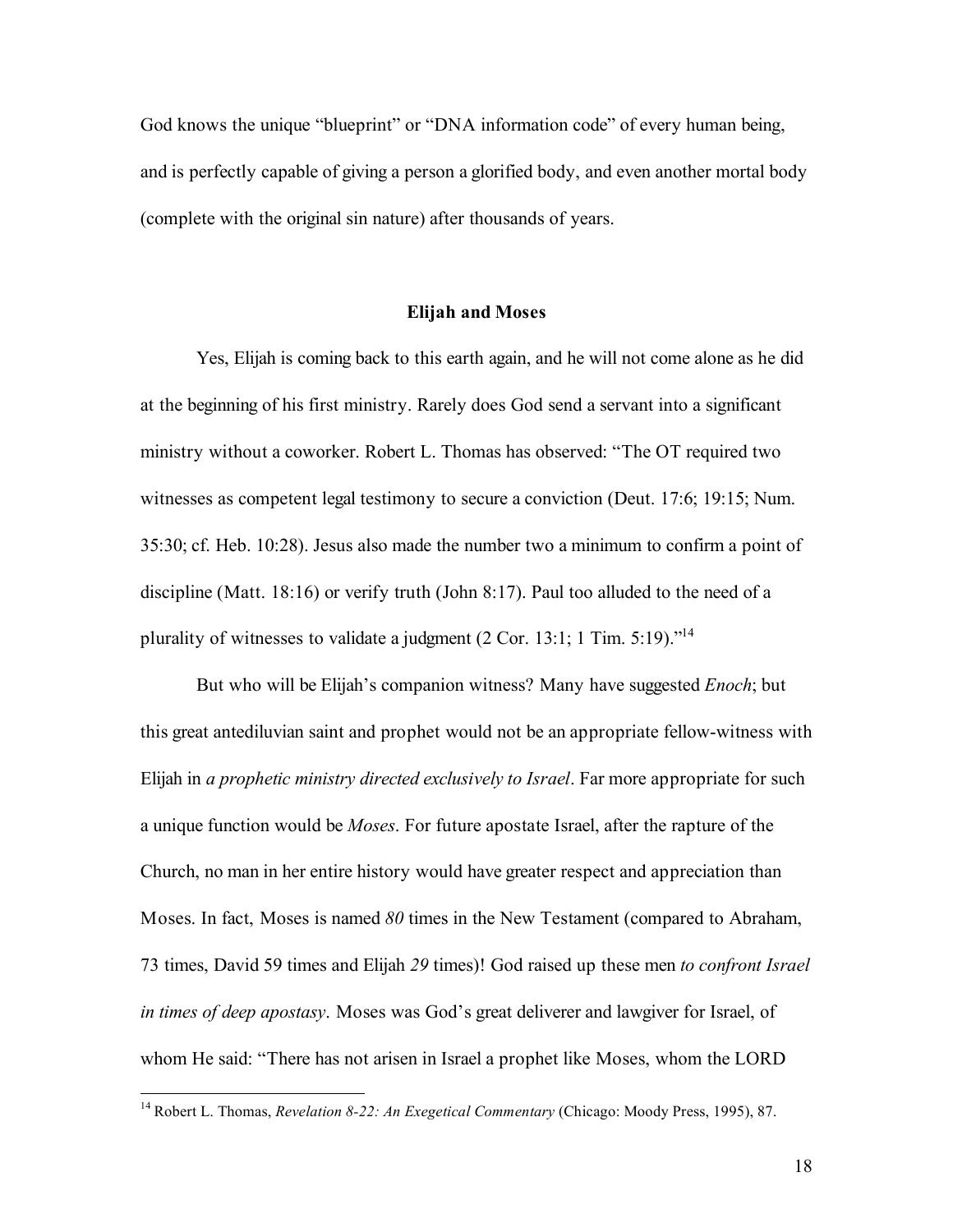God knows the unique "blueprint" or "DNA information code" of every human being, and is perfectly capable of giving a person a glorified body, and even another mortal body (complete with the original sin nature) after thousands of years.

## Elijah and Moses

Yes, Elijah is coming back to this earth again, and he will not come alone as he did at the beginning of his first ministry. Rarely does God send a servant into a significant ministry without a coworker. Robert L. Thomas has observed: "The OT required two witnesses as competent legal testimony to secure a conviction (Deut. 17:6; 19:15; Num. 35:30; cf. Heb. 10:28). Jesus also made the number two a minimum to confirm a point of discipline (Matt. 18:16) or verify truth (John 8:17). Paul too alluded to the need of a plurality of witnesses to validate a judgment (2 Cor. 13:1; 1 Tim. 5:19)."[14]

But who will be Elijah's companion witness? Many have suggested *Enoch*; but this great antediluvian saint and prophet would not be an appropriate fellow-witness with Elijah in *a prophetic ministry directed exclusively to Israel*. Far more appropriate for such a unique function would be *Moses*. For future apostate Israel, after the rapture of the Church, no man in her entire history would have greater respect and appreciation than Moses. In fact, Moses is named *80* times in the New Testament (compared to Abraham, 73 times, David 59 times and Elijah *29* times)! God raised up these men *to confront Israel in times of deep apostasy*. Moses was God's great deliverer and lawgiver for Israel, of whom He said: "There has not arisen in Israel a prophet like Moses, whom the LORD

---

[14] Robert L. Thomas, *Revelation 8-22: An Exegetical Commentary* (Chicago: Moody Press, 1995), 87.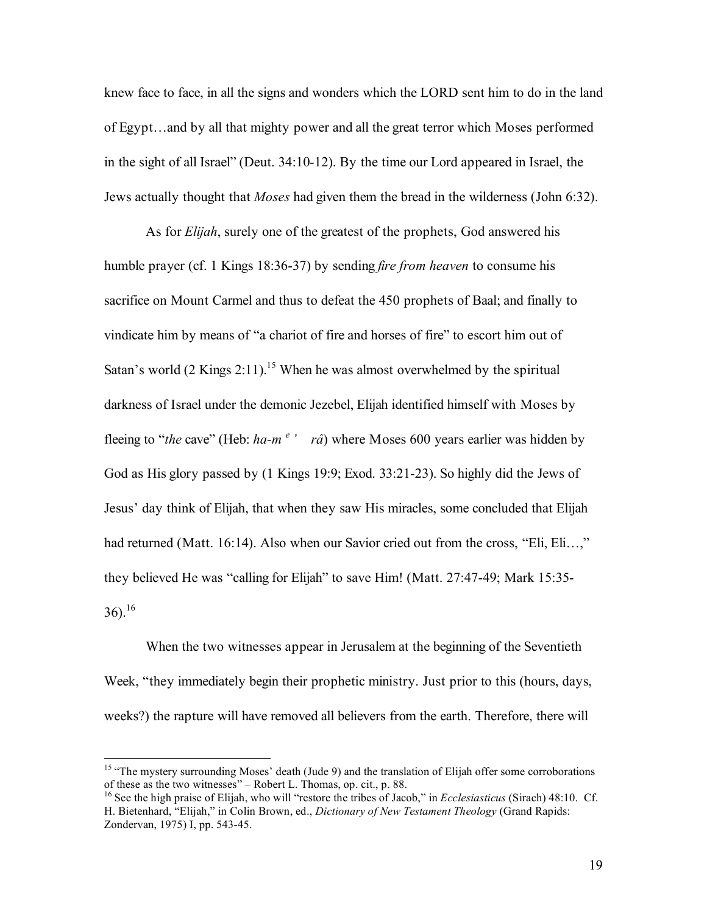knew face to face, in all the signs and wonders which the LORD sent him to do in the land of Egypt…and by all that mighty power and all the great terror which Moses performed in the sight of all Israel" (Deut. 34:10-12). By the time our Lord appeared in Israel, the Jews actually thought that *Moses* had given them the bread in the wilderness (John 6:32).

As for *Elijah*, surely one of the greatest of the prophets, God answered his humble prayer (cf. 1 Kings 18:36-37) by sending *fire from heaven* to consume his sacrifice on Mount Carmel and thus to defeat the 450 prophets of Baal; and finally to vindicate him by means of "a chariot of fire and horses of fire" to escort him out of Satan's world (2 Kings 2:11).[15] When he was almost overwhelmed by the spiritual darkness of Israel under the demonic Jezebel, Elijah identified himself with Moses by fleeing to "*the* cave" (Heb: *ha-m* [e] *'* *râ*) where Moses 600 years earlier was hidden by God as His glory passed by (1 Kings 19:9; Exod. 33:21-23). So highly did the Jews of Jesus' day think of Elijah, that when they saw His miracles, some concluded that Elijah had returned (Matt. 16:14). Also when our Savior cried out from the cross, "Eli, Eli…," they believed He was "calling for Elijah" to save Him! (Matt. 27:47-49; Mark 15:35-36).[16]

When the two witnesses appear in Jerusalem at the beginning of the Seventieth Week, "they immediately begin their prophetic ministry. Just prior to this (hours, days, weeks?) the rapture will have removed all believers from the earth. Therefore, there will

---

[15] "The mystery surrounding Moses' death (Jude 9) and the translation of Elijah offer some corroborations of these as the two witnesses" – Robert L. Thomas, op. cit., p. 88.

[16] See the high praise of Elijah, who will "restore the tribes of Jacob," in *Ecclesiasticus* (Sirach) 48:10. Cf. H. Bietenhard, "Elijah," in Colin Brown, ed., *Dictionary of New Testament Theology* (Grand Rapids: Zondervan, 1975) I, pp. 543-45.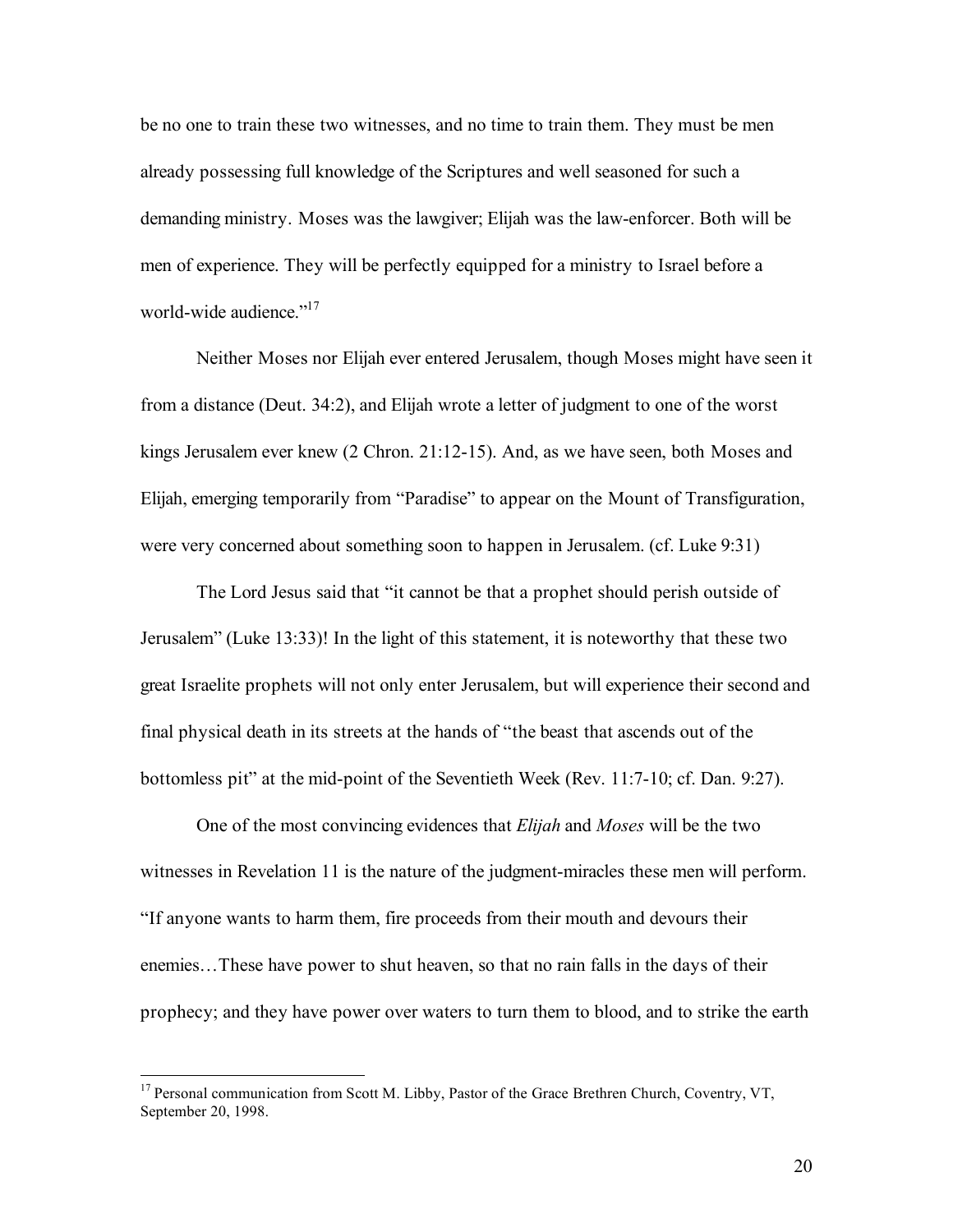be no one to train these two witnesses, and no time to train them. They must be men already possessing full knowledge of the Scriptures and well seasoned for such a demanding ministry. Moses was the lawgiver; Elijah was the law-enforcer. Both will be men of experience. They will be perfectly equipped for a ministry to Israel before a world-wide audience."[17]

Neither Moses nor Elijah ever entered Jerusalem, though Moses might have seen it from a distance (Deut. 34:2), and Elijah wrote a letter of judgment to one of the worst kings Jerusalem ever knew (2 Chron. 21:12-15). And, as we have seen, both Moses and Elijah, emerging temporarily from "Paradise" to appear on the Mount of Transfiguration, were very concerned about something soon to happen in Jerusalem. (cf. Luke 9:31)

The Lord Jesus said that "it cannot be that a prophet should perish outside of Jerusalem" (Luke 13:33)! In the light of this statement, it is noteworthy that these two great Israelite prophets will not only enter Jerusalem, but will experience their second and final physical death in its streets at the hands of "the beast that ascends out of the bottomless pit" at the mid-point of the Seventieth Week (Rev. 11:7-10; cf. Dan. 9:27).

One of the most convincing evidences that *Elijah* and *Moses* will be the two witnesses in Revelation 11 is the nature of the judgment-miracles these men will perform. "If anyone wants to harm them, fire proceeds from their mouth and devours their enemies…These have power to shut heaven, so that no rain falls in the days of their prophecy; and they have power over waters to turn them to blood, and to strike the earth

---

[17] Personal communication from Scott M. Libby, Pastor of the Grace Brethren Church, Coventry, VT, September 20, 1998.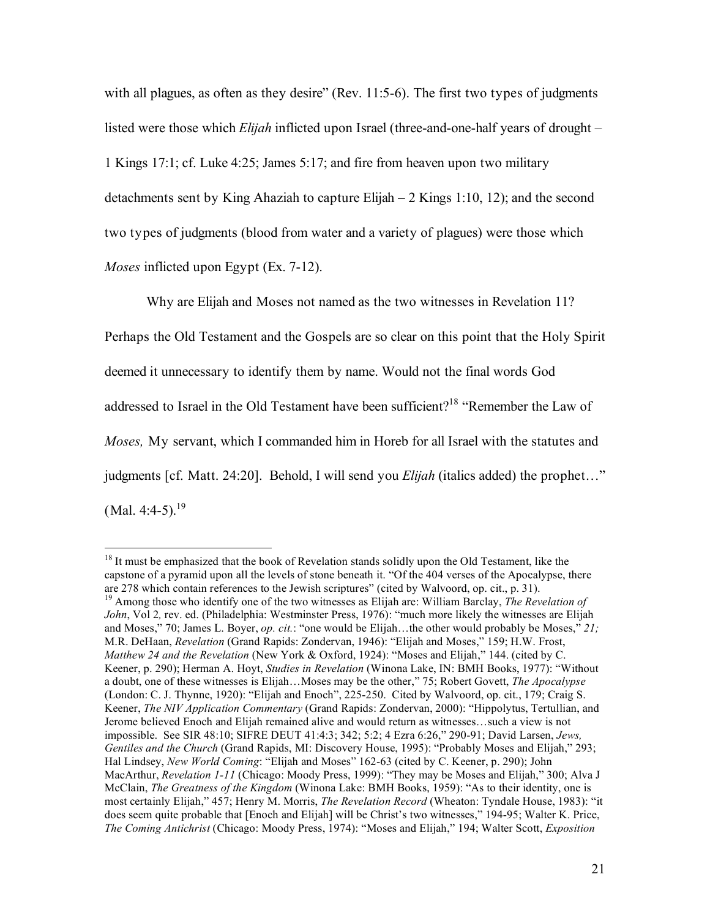with all plagues, as often as they desire" (Rev. 11:5-6). The first two types of judgments listed were those which *Elijah* inflicted upon Israel (three-and-one-half years of drought – 1 Kings 17:1; cf. Luke 4:25; James 5:17; and fire from heaven upon two military detachments sent by King Ahaziah to capture Elijah – 2 Kings 1:10, 12); and the second two types of judgments (blood from water and a variety of plagues) were those which *Moses* inflicted upon Egypt (Ex. 7-12).

Why are Elijah and Moses not named as the two witnesses in Revelation 11? Perhaps the Old Testament and the Gospels are so clear on this point that the Holy Spirit deemed it unnecessary to identify them by name. Would not the final words God addressed to Israel in the Old Testament have been sufficient?[18] "Remember the Law of *Moses,* My servant, which I commanded him in Horeb for all Israel with the statutes and judgments [cf. Matt. 24:20]. Behold, I will send you *Elijah* (italics added) the prophet…" (Mal. 4:4-5).[19]

---

[18] It must be emphasized that the book of Revelation stands solidly upon the Old Testament, like the capstone of a pyramid upon all the levels of stone beneath it. "Of the 404 verses of the Apocalypse, there are 278 which contain references to the Jewish scriptures" (cited by Walvoord, op. cit., p. 31).

[19] Among those who identify one of the two witnesses as Elijah are: William Barclay, *The Revelation of John*, Vol 2*,* rev. ed. (Philadelphia: Westminster Press, 1976): "much more likely the witnesses are Elijah and Moses," 70; James L. Boyer, *op. cit.*: "one would be Elijah…the other would probably be Moses," *21;* M.R. DeHaan, *Revelation* (Grand Rapids: Zondervan, 1946): "Elijah and Moses," 159; H.W. Frost, *Matthew 24 and the Revelation* (New York & Oxford, 1924): "Moses and Elijah," 144. (cited by C. Keener, p. 290); Herman A. Hoyt, *Studies in Revelation* (Winona Lake, IN: BMH Books, 1977): "Without a doubt, one of these witnesses is Elijah…Moses may be the other," 75; Robert Govett, *The Apocalypse* (London: C. J. Thynne, 1920): "Elijah and Enoch", 225-250. Cited by Walvoord, op. cit., 179; Craig S. Keener, *The NIV Application Commentary* (Grand Rapids: Zondervan, 2000): "Hippolytus, Tertullian, and Jerome believed Enoch and Elijah remained alive and would return as witnesses…such a view is not impossible. See SIR 48:10; SIFRE DEUT 41:4:3; 342; 5:2; 4 Ezra 6:26," 290-91; David Larsen, *Jews, Gentiles and the Church* (Grand Rapids, MI: Discovery House, 1995): "Probably Moses and Elijah," 293; Hal Lindsey, *New World Coming*: "Elijah and Moses" 162-63 (cited by C. Keener, p. 290); John MacArthur, *Revelation 1-11* (Chicago: Moody Press, 1999): "They may be Moses and Elijah," 300; Alva J McClain, *The Greatness of the Kingdom* (Winona Lake: BMH Books, 1959): "As to their identity, one is most certainly Elijah," 457; Henry M. Morris, *The Revelation Record* (Wheaton: Tyndale House, 1983): "it does seem quite probable that [Enoch and Elijah] will be Christ's two witnesses," 194-95; Walter K. Price, *The Coming Antichrist* (Chicago: Moody Press, 1974): "Moses and Elijah," 194; Walter Scott, *Exposition*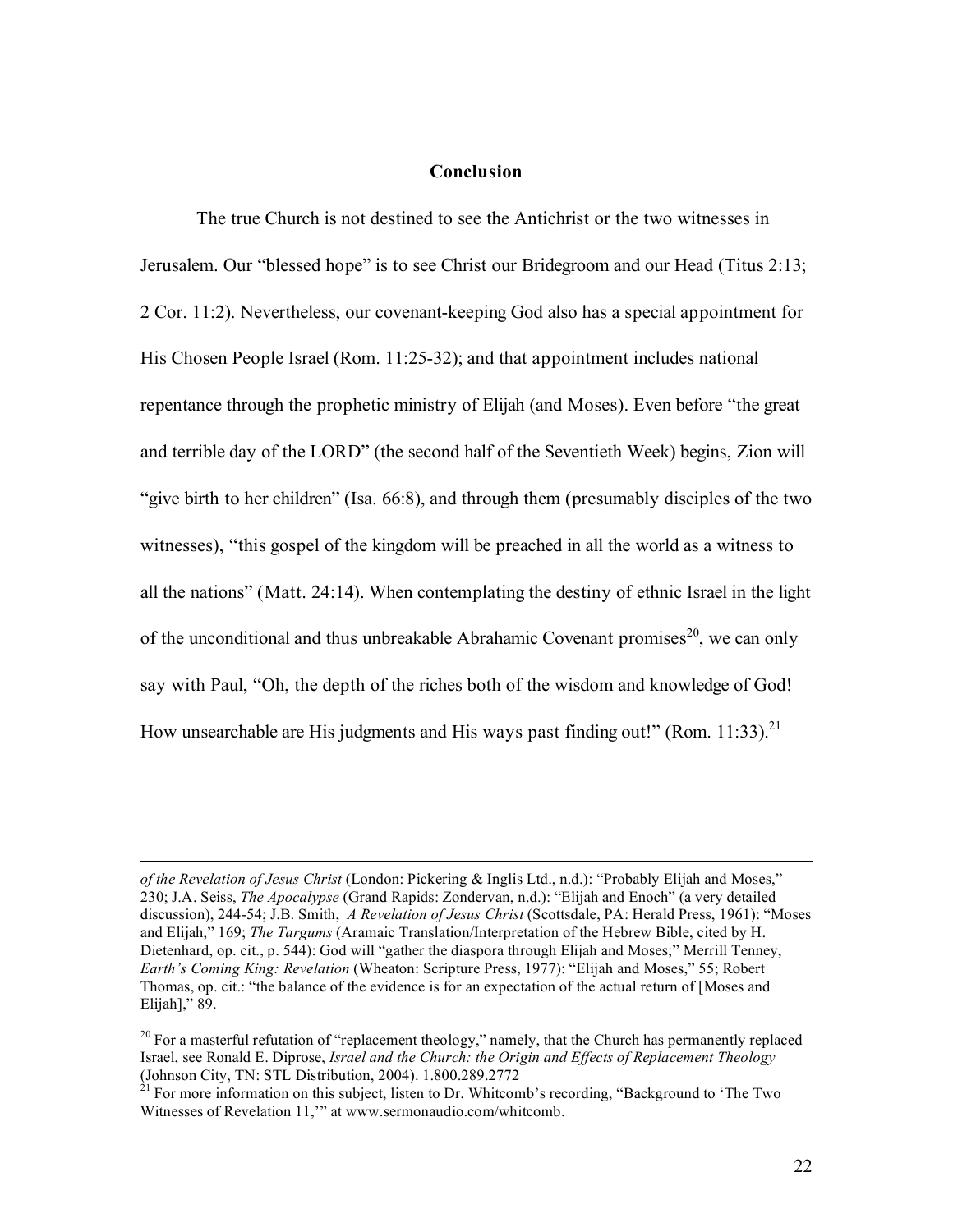## Conclusion

The true Church is not destined to see the Antichrist or the two witnesses in Jerusalem. Our "blessed hope" is to see Christ our Bridegroom and our Head (Titus 2:13; 2 Cor. 11:2). Nevertheless, our covenant-keeping God also has a special appointment for His Chosen People Israel (Rom. 11:25-32); and that appointment includes national repentance through the prophetic ministry of Elijah (and Moses). Even before "the great and terrible day of the LORD" (the second half of the Seventieth Week) begins, Zion will "give birth to her children" (Isa. 66:8), and through them (presumably disciples of the two witnesses), "this gospel of the kingdom will be preached in all the world as a witness to all the nations" (Matt. 24:14). When contemplating the destiny of ethnic Israel in the light of the unconditional and thus unbreakable Abrahamic Covenant promises[20], we can only say with Paul, "Oh, the depth of the riches both of the wisdom and knowledge of God! How unsearchable are His judgments and His ways past finding out!" (Rom. 11:33).[21]

---

*of the Revelation of Jesus Christ* (London: Pickering & Inglis Ltd., n.d.): "Probably Elijah and Moses," 230; J.A. Seiss, *The Apocalypse* (Grand Rapids: Zondervan, n.d.): "Elijah and Enoch" (a very detailed discussion), 244-54; J.B. Smith, *A Revelation of Jesus Christ* (Scottsdale, PA: Herald Press, 1961): "Moses and Elijah," 169; *The Targums* (Aramaic Translation/Interpretation of the Hebrew Bible, cited by H. Dietenhard, op. cit., p. 544): God will "gather the diaspora through Elijah and Moses;" Merrill Tenney, *Earth's Coming King: Revelation* (Wheaton: Scripture Press, 1977): "Elijah and Moses," 55; Robert Thomas, op. cit.: "the balance of the evidence is for an expectation of the actual return of [Moses and Elijah]," 89.

[20] For a masterful refutation of "replacement theology," namely, that the Church has permanently replaced Israel, see Ronald E. Diprose, *Israel and the Church: the Origin and Effects of Replacement Theology* (Johnson City, TN: STL Distribution, 2004). 1.800.289.2772

[21] For more information on this subject, listen to Dr. Whitcomb's recording, "Background to 'The Two Witnesses of Revelation 11,'" at www.sermonaudio.com/whitcomb.